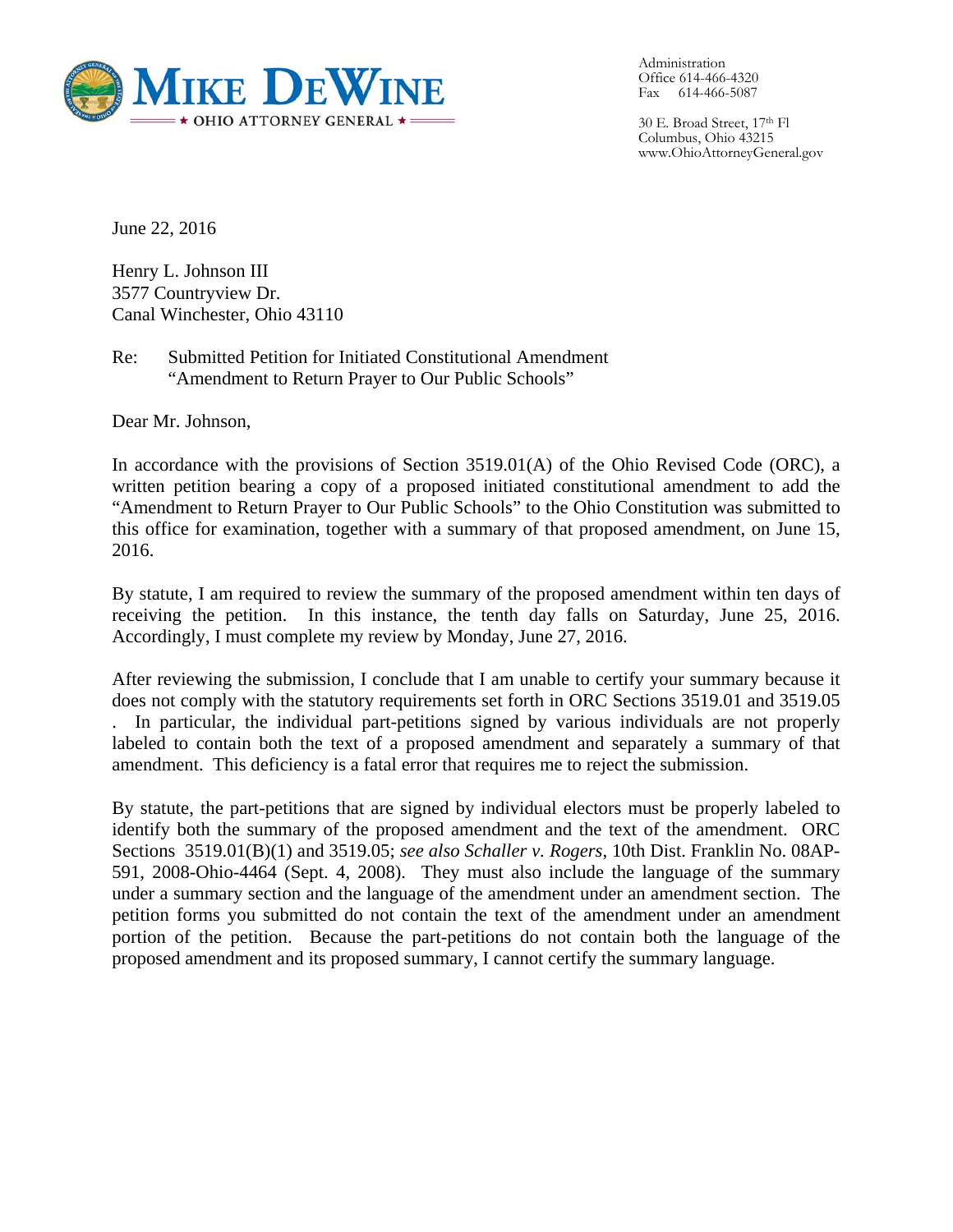**MIKE DEWINE**
★ OHIO ATTORNEY GENERAL ★

Administration
Office 614-466-4320
Fax 614-466-5087

30 E. Broad Street, 17th Fl
Columbus, Ohio 43215
www.OhioAttorneyGeneral.gov

June 22, 2016

Henry L. Johnson III
3577 Countryview Dr.
Canal Winchester, Ohio 43110

Re: Submitted Petition for Initiated Constitutional Amendment
"Amendment to Return Prayer to Our Public Schools"

Dear Mr. Johnson,

In accordance with the provisions of Section 3519.01(A) of the Ohio Revised Code (ORC), a written petition bearing a copy of a proposed initiated constitutional amendment to add the "Amendment to Return Prayer to Our Public Schools" to the Ohio Constitution was submitted to this office for examination, together with a summary of that proposed amendment, on June 15, 2016.

By statute, I am required to review the summary of the proposed amendment within ten days of receiving the petition. In this instance, the tenth day falls on Saturday, June 25, 2016. Accordingly, I must complete my review by Monday, June 27, 2016.

After reviewing the submission, I conclude that I am unable to certify your summary because it does not comply with the statutory requirements set forth in ORC Sections 3519.01 and 3519.05 . In particular, the individual part-petitions signed by various individuals are not properly labeled to contain both the text of a proposed amendment and separately a summary of that amendment. This deficiency is a fatal error that requires me to reject the submission.

By statute, the part-petitions that are signed by individual electors must be properly labeled to identify both the summary of the proposed amendment and the text of the amendment. ORC Sections 3519.01(B)(1) and 3519.05; *see also Schaller v. Rogers*, 10th Dist. Franklin No. 08AP-591, 2008-Ohio-4464 (Sept. 4, 2008). They must also include the language of the summary under a summary section and the language of the amendment under an amendment section. The petition forms you submitted do not contain the text of the amendment under an amendment portion of the petition. Because the part-petitions do not contain both the language of the proposed amendment and its proposed summary, I cannot certify the summary language.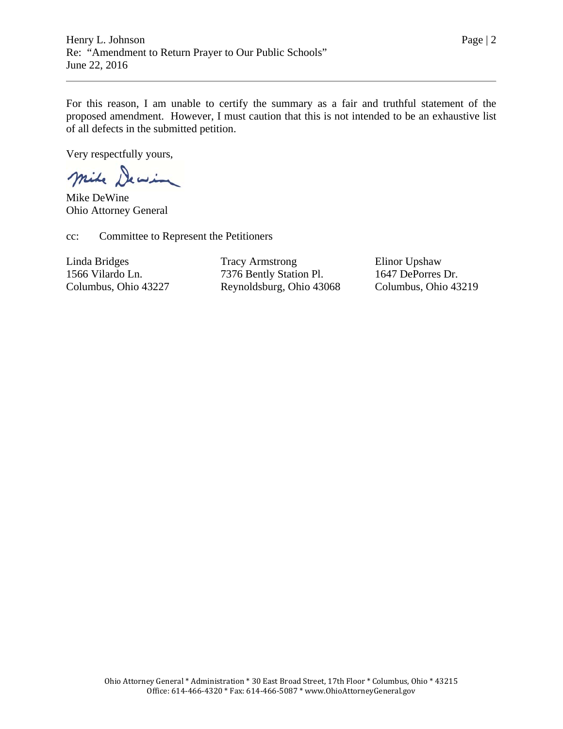For this reason, I am unable to certify the summary as a fair and truthful statement of the proposed amendment. However, I must caution that this is not intended to be an exhaustive list of all defects in the submitted petition.

Very respectfully yours,

Mike DeWine
Ohio Attorney General

cc: Committee to Represent the Petitioners

Linda Bridges
1566 Vilardo Ln.
Columbus, Ohio 43227

Tracy Armstrong
7376 Bently Station Pl.
Reynoldsburg, Ohio 43068

Elinor Upshaw
1647 DePorres Dr.
Columbus, Ohio 43219